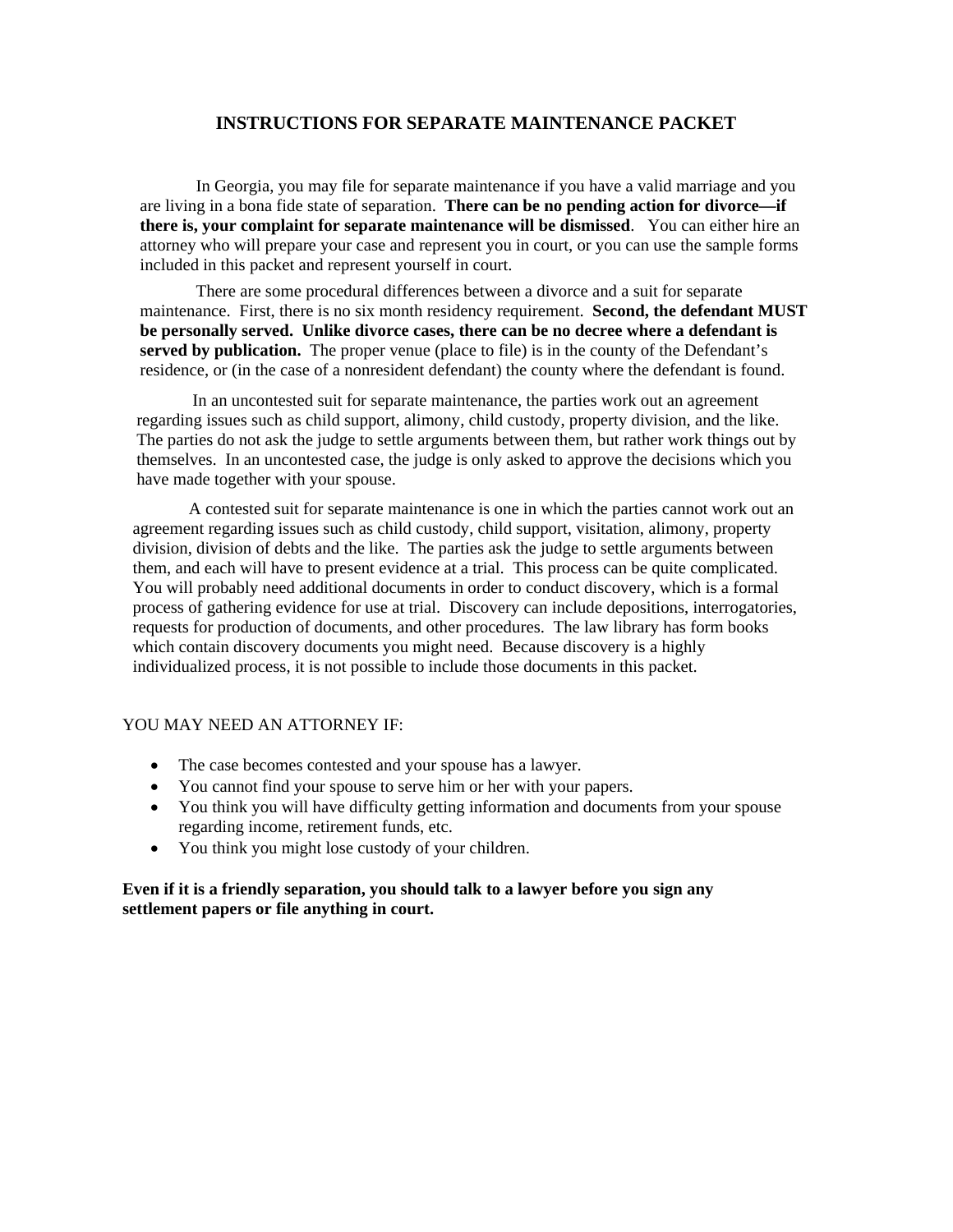# INSTRUCTIONS FOR SEPARATE MAINTENANCE PACKET

In Georgia, you may file for separate maintenance if you have a valid marriage and you are living in a bona fide state of separation. **There can be no pending action for divorce—if there is, your complaint for separate maintenance will be dismissed**. You can either hire an attorney who will prepare your case and represent you in court, or you can use the sample forms included in this packet and represent yourself in court.

There are some procedural differences between a divorce and a suit for separate maintenance. First, there is no six month residency requirement. **Second, the defendant MUST be personally served. Unlike divorce cases, there can be no decree where a defendant is served by publication.** The proper venue (place to file) is in the county of the Defendant's residence, or (in the case of a nonresident defendant) the county where the defendant is found.

In an uncontested suit for separate maintenance, the parties work out an agreement regarding issues such as child support, alimony, child custody, property division, and the like. The parties do not ask the judge to settle arguments between them, but rather work things out by themselves. In an uncontested case, the judge is only asked to approve the decisions which you have made together with your spouse.

A contested suit for separate maintenance is one in which the parties cannot work out an agreement regarding issues such as child custody, child support, visitation, alimony, property division, division of debts and the like. The parties ask the judge to settle arguments between them, and each will have to present evidence at a trial. This process can be quite complicated. You will probably need additional documents in order to conduct discovery, which is a formal process of gathering evidence for use at trial. Discovery can include depositions, interrogatories, requests for production of documents, and other procedures. The law library has form books which contain discovery documents you might need. Because discovery is a highly individualized process, it is not possible to include those documents in this packet.

YOU MAY NEED AN ATTORNEY IF:

- The case becomes contested and your spouse has a lawyer.
- You cannot find your spouse to serve him or her with your papers.
- You think you will have difficulty getting information and documents from your spouse regarding income, retirement funds, etc.
- You think you might lose custody of your children.

**Even if it is a friendly separation, you should talk to a lawyer before you sign any settlement papers or file anything in court.**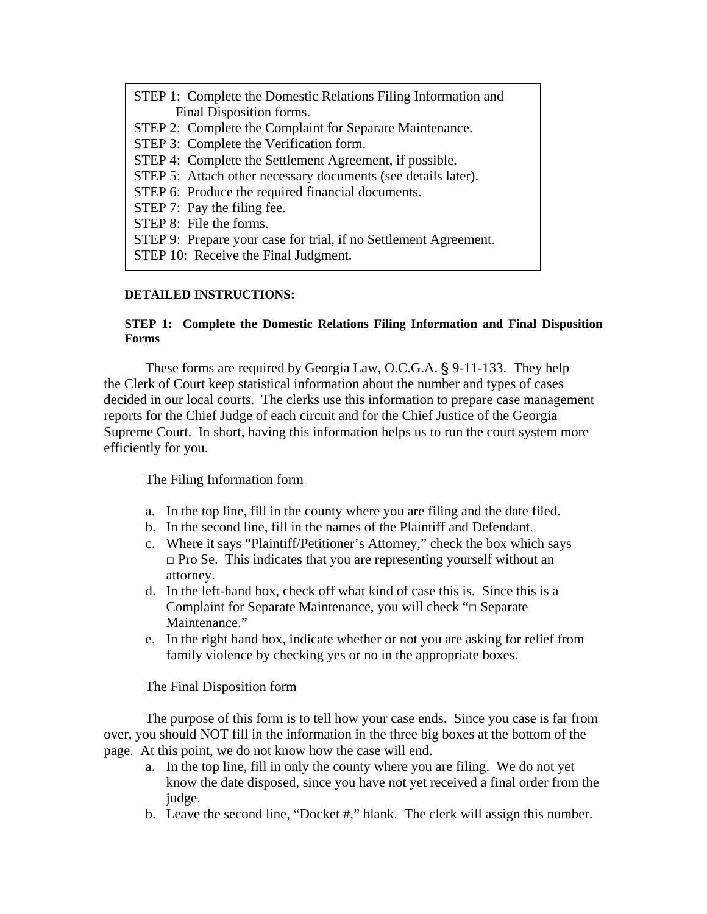STEP 1: Complete the Domestic Relations Filing Information and Final Disposition forms.
STEP 2: Complete the Complaint for Separate Maintenance.
STEP 3: Complete the Verification form.
STEP 4: Complete the Settlement Agreement, if possible.
STEP 5: Attach other necessary documents (see details later).
STEP 6: Produce the required financial documents.
STEP 7: Pay the filing fee.
STEP 8: File the forms.
STEP 9: Prepare your case for trial, if no Settlement Agreement.
STEP 10: Receive the Final Judgment.

**DETAILED INSTRUCTIONS:**

**STEP 1: Complete the Domestic Relations Filing Information and Final Disposition Forms**

These forms are required by Georgia Law, O.C.G.A. § 9-11-133. They help the Clerk of Court keep statistical information about the number and types of cases decided in our local courts. The clerks use this information to prepare case management reports for the Chief Judge of each circuit and for the Chief Justice of the Georgia Supreme Court. In short, having this information helps us to run the court system more efficiently for you.

<u>The Filing Information form</u>

a. In the top line, fill in the county where you are filing and the date filed.
b. In the second line, fill in the names of the Plaintiff and Defendant.
c. Where it says "Plaintiff/Petitioner's Attorney," check the box which says □ Pro Se. This indicates that you are representing yourself without an attorney.
d. In the left-hand box, check off what kind of case this is. Since this is a Complaint for Separate Maintenance, you will check "□ Separate Maintenance."
e. In the right hand box, indicate whether or not you are asking for relief from family violence by checking yes or no in the appropriate boxes.

<u>The Final Disposition form</u>

The purpose of this form is to tell how your case ends. Since you case is far from over, you should NOT fill in the information in the three big boxes at the bottom of the page. At this point, we do not know how the case will end.

a. In the top line, fill in only the county where you are filing. We do not yet know the date disposed, since you have not yet received a final order from the judge.
b. Leave the second line, "Docket #," blank. The clerk will assign this number.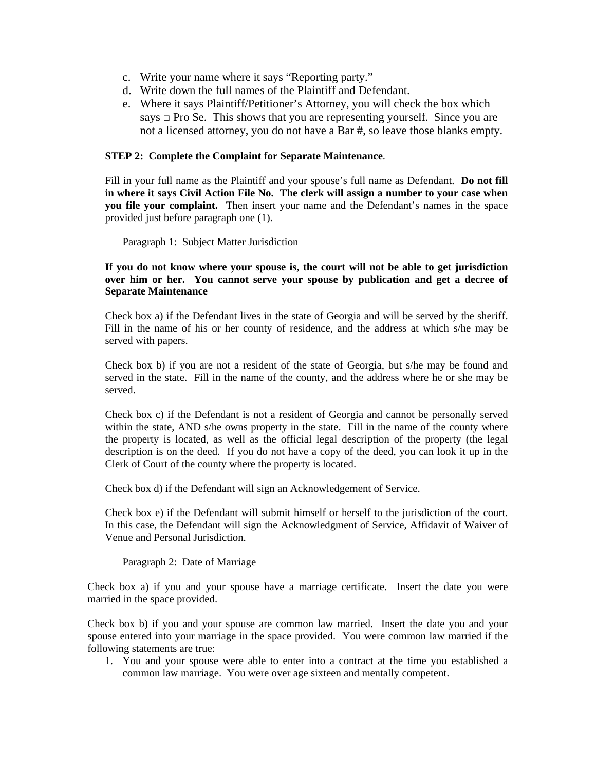c. Write your name where it says "Reporting party."
d. Write down the full names of the Plaintiff and Defendant.
e. Where it says Plaintiff/Petitioner's Attorney, you will check the box which says □ Pro Se. This shows that you are representing yourself. Since you are not a licensed attorney, you do not have a Bar #, so leave those blanks empty.

**STEP 2: Complete the Complaint for Separate Maintenance**.

Fill in your full name as the Plaintiff and your spouse's full name as Defendant. **Do not fill in where it says Civil Action File No. The clerk will assign a number to your case when you file your complaint.** Then insert your name and the Defendant's names in the space provided just before paragraph one (1).

Paragraph 1: Subject Matter Jurisdiction

**If you do not know where your spouse is, the court will not be able to get jurisdiction over him or her. You cannot serve your spouse by publication and get a decree of Separate Maintenance**

Check box a) if the Defendant lives in the state of Georgia and will be served by the sheriff. Fill in the name of his or her county of residence, and the address at which s/he may be served with papers.

Check box b) if you are not a resident of the state of Georgia, but s/he may be found and served in the state. Fill in the name of the county, and the address where he or she may be served.

Check box c) if the Defendant is not a resident of Georgia and cannot be personally served within the state, AND s/he owns property in the state. Fill in the name of the county where the property is located, as well as the official legal description of the property (the legal description is on the deed. If you do not have a copy of the deed, you can look it up in the Clerk of Court of the county where the property is located.

Check box d) if the Defendant will sign an Acknowledgement of Service.

Check box e) if the Defendant will submit himself or herself to the jurisdiction of the court. In this case, the Defendant will sign the Acknowledgment of Service, Affidavit of Waiver of Venue and Personal Jurisdiction.

Paragraph 2: Date of Marriage

Check box a) if you and your spouse have a marriage certificate. Insert the date you were married in the space provided.

Check box b) if you and your spouse are common law married. Insert the date you and your spouse entered into your marriage in the space provided. You were common law married if the following statements are true:

1. You and your spouse were able to enter into a contract at the time you established a common law marriage. You were over age sixteen and mentally competent.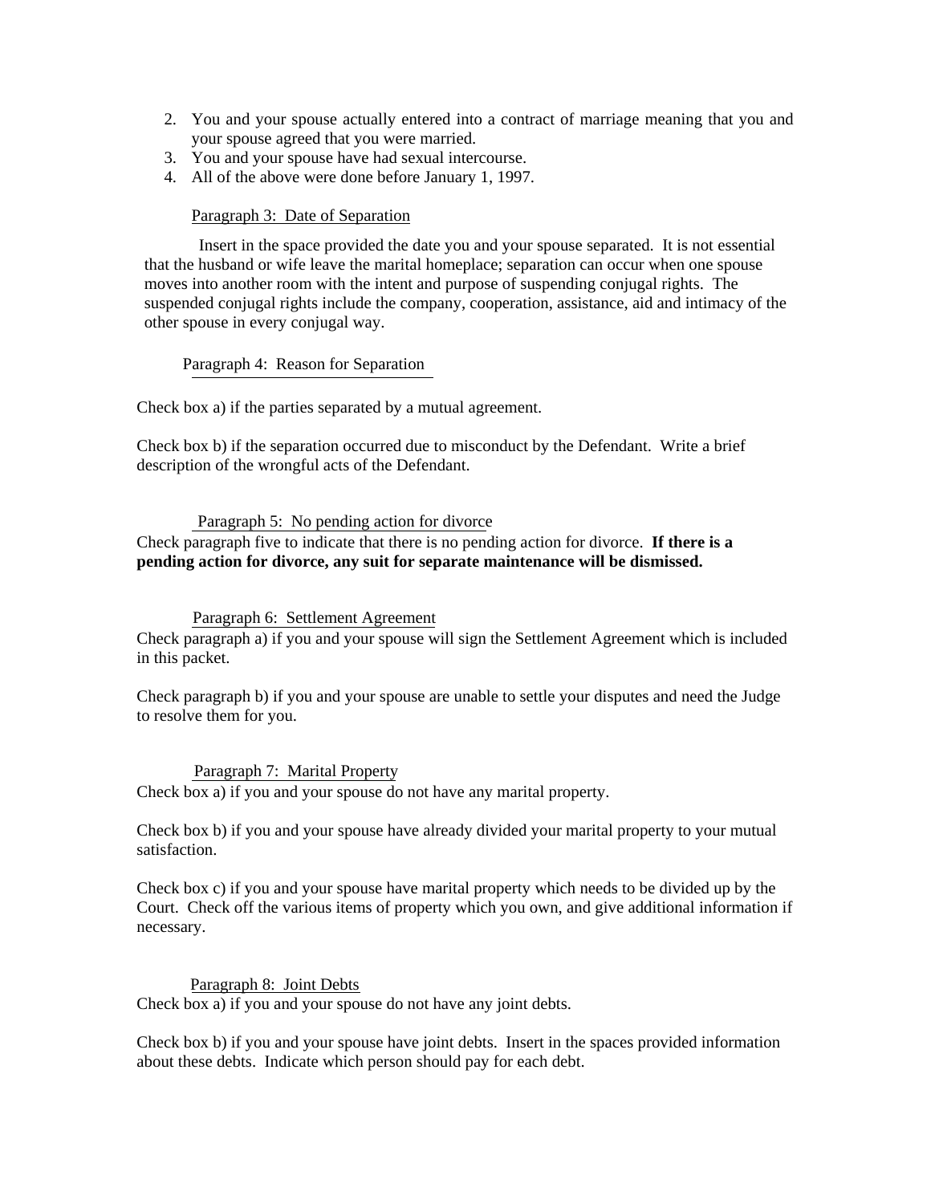2. You and your spouse actually entered into a contract of marriage meaning that you and your spouse agreed that you were married.
3. You and your spouse have had sexual intercourse.
4. All of the above were done before January 1, 1997.

Paragraph 3: Date of Separation

Insert in the space provided the date you and your spouse separated. It is not essential that the husband or wife leave the marital homeplace; separation can occur when one spouse moves into another room with the intent and purpose of suspending conjugal rights. The suspended conjugal rights include the company, cooperation, assistance, aid and intimacy of the other spouse in every conjugal way.

Paragraph 4: Reason for Separation

Check box a) if the parties separated by a mutual agreement.

Check box b) if the separation occurred due to misconduct by the Defendant. Write a brief description of the wrongful acts of the Defendant.

Paragraph 5: No pending action for divorce

Check paragraph five to indicate that there is no pending action for divorce. **If there is a pending action for divorce, any suit for separate maintenance will be dismissed.**

Paragraph 6: Settlement Agreement

Check paragraph a) if you and your spouse will sign the Settlement Agreement which is included in this packet.

Check paragraph b) if you and your spouse are unable to settle your disputes and need the Judge to resolve them for you.

Paragraph 7: Marital Property

Check box a) if you and your spouse do not have any marital property.

Check box b) if you and your spouse have already divided your marital property to your mutual satisfaction.

Check box c) if you and your spouse have marital property which needs to be divided up by the Court. Check off the various items of property which you own, and give additional information if necessary.

Paragraph 8: Joint Debts

Check box a) if you and your spouse do not have any joint debts.

Check box b) if you and your spouse have joint debts. Insert in the spaces provided information about these debts. Indicate which person should pay for each debt.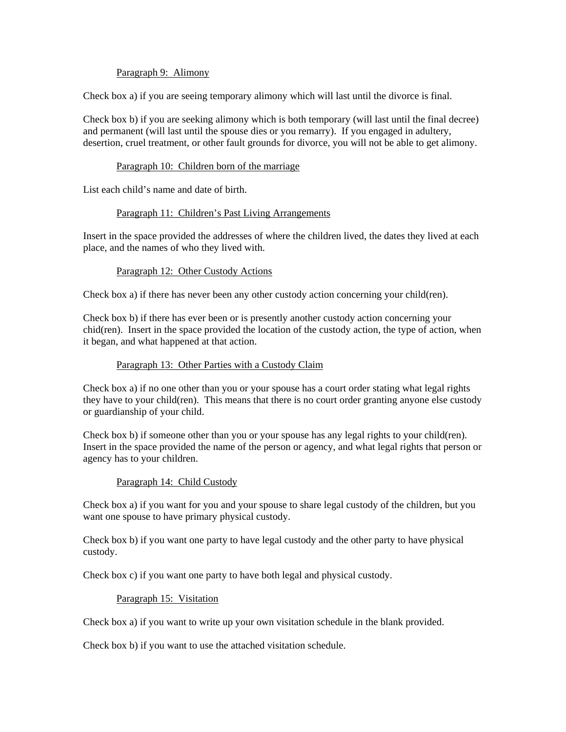Paragraph 9: Alimony

Check box a) if you are seeing temporary alimony which will last until the divorce is final.

Check box b) if you are seeking alimony which is both temporary (will last until the final decree) and permanent (will last until the spouse dies or you remarry). If you engaged in adultery, desertion, cruel treatment, or other fault grounds for divorce, you will not be able to get alimony.

Paragraph 10: Children born of the marriage

List each child's name and date of birth.

Paragraph 11: Children's Past Living Arrangements

Insert in the space provided the addresses of where the children lived, the dates they lived at each place, and the names of who they lived with.

Paragraph 12: Other Custody Actions

Check box a) if there has never been any other custody action concerning your child(ren).

Check box b) if there has ever been or is presently another custody action concerning your chid(ren). Insert in the space provided the location of the custody action, the type of action, when it began, and what happened at that action.

Paragraph 13: Other Parties with a Custody Claim

Check box a) if no one other than you or your spouse has a court order stating what legal rights they have to your child(ren). This means that there is no court order granting anyone else custody or guardianship of your child.

Check box b) if someone other than you or your spouse has any legal rights to your child(ren). Insert in the space provided the name of the person or agency, and what legal rights that person or agency has to your children.

Paragraph 14: Child Custody

Check box a) if you want for you and your spouse to share legal custody of the children, but you want one spouse to have primary physical custody.

Check box b) if you want one party to have legal custody and the other party to have physical custody.

Check box c) if you want one party to have both legal and physical custody.

Paragraph 15: Visitation

Check box a) if you want to write up your own visitation schedule in the blank provided.

Check box b) if you want to use the attached visitation schedule.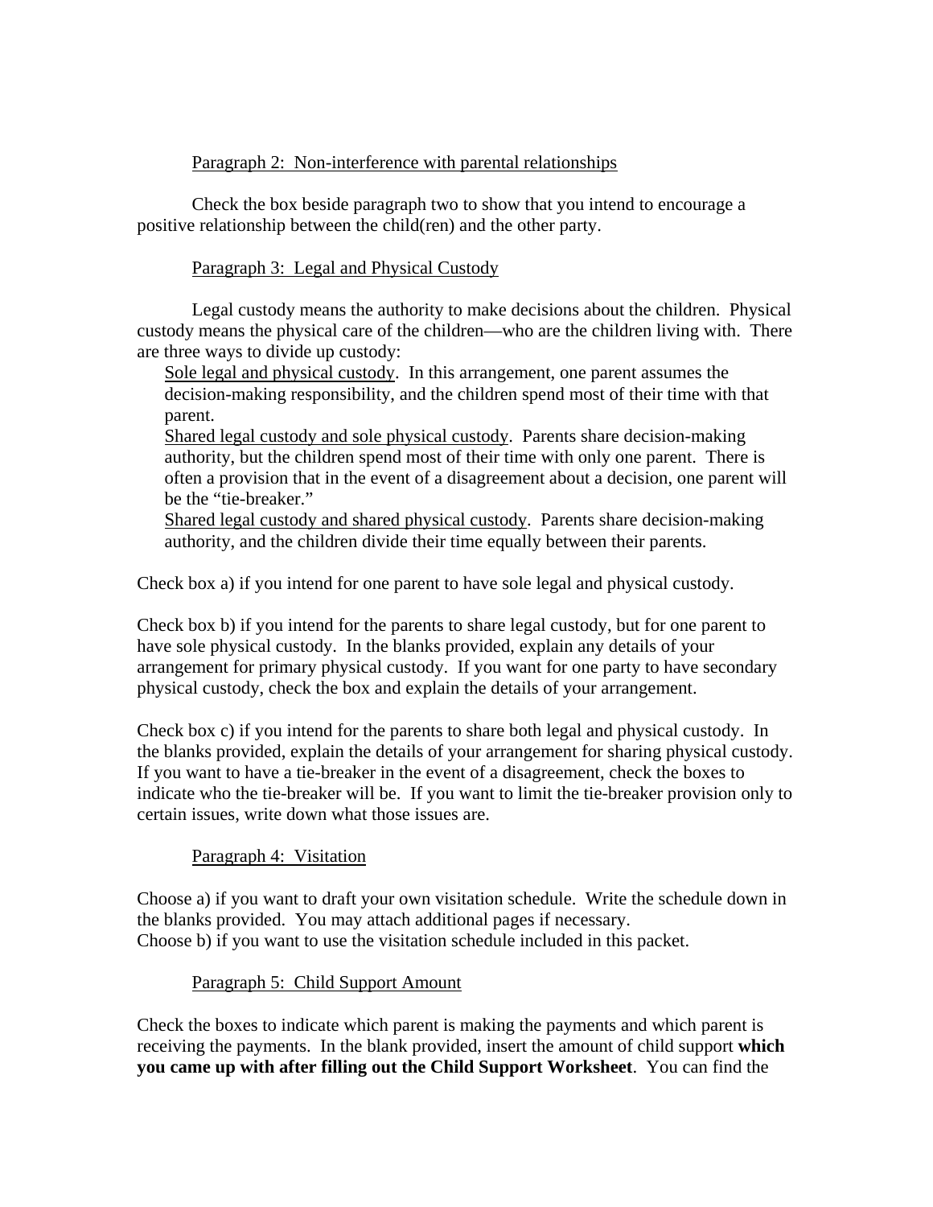Paragraph 2: Non-interference with parental relationships

Check the box beside paragraph two to show that you intend to encourage a positive relationship between the child(ren) and the other party.

Paragraph 3: Legal and Physical Custody

Legal custody means the authority to make decisions about the children. Physical custody means the physical care of the children—who are the children living with. There are three ways to divide up custody:

- Sole legal and physical custody. In this arrangement, one parent assumes the decision-making responsibility, and the children spend most of their time with that parent.
- Shared legal custody and sole physical custody. Parents share decision-making authority, but the children spend most of their time with only one parent. There is often a provision that in the event of a disagreement about a decision, one parent will be the "tie-breaker."
- Shared legal custody and shared physical custody. Parents share decision-making authority, and the children divide their time equally between their parents.

Check box a) if you intend for one parent to have sole legal and physical custody.

Check box b) if you intend for the parents to share legal custody, but for one parent to have sole physical custody. In the blanks provided, explain any details of your arrangement for primary physical custody. If you want for one party to have secondary physical custody, check the box and explain the details of your arrangement.

Check box c) if you intend for the parents to share both legal and physical custody. In the blanks provided, explain the details of your arrangement for sharing physical custody. If you want to have a tie-breaker in the event of a disagreement, check the boxes to indicate who the tie-breaker will be. If you want to limit the tie-breaker provision only to certain issues, write down what those issues are.

Paragraph 4: Visitation

Choose a) if you want to draft your own visitation schedule. Write the schedule down in the blanks provided. You may attach additional pages if necessary.
Choose b) if you want to use the visitation schedule included in this packet.

Paragraph 5: Child Support Amount

Check the boxes to indicate which parent is making the payments and which parent is receiving the payments. In the blank provided, insert the amount of child support **which you came up with after filling out the Child Support Worksheet**. You can find the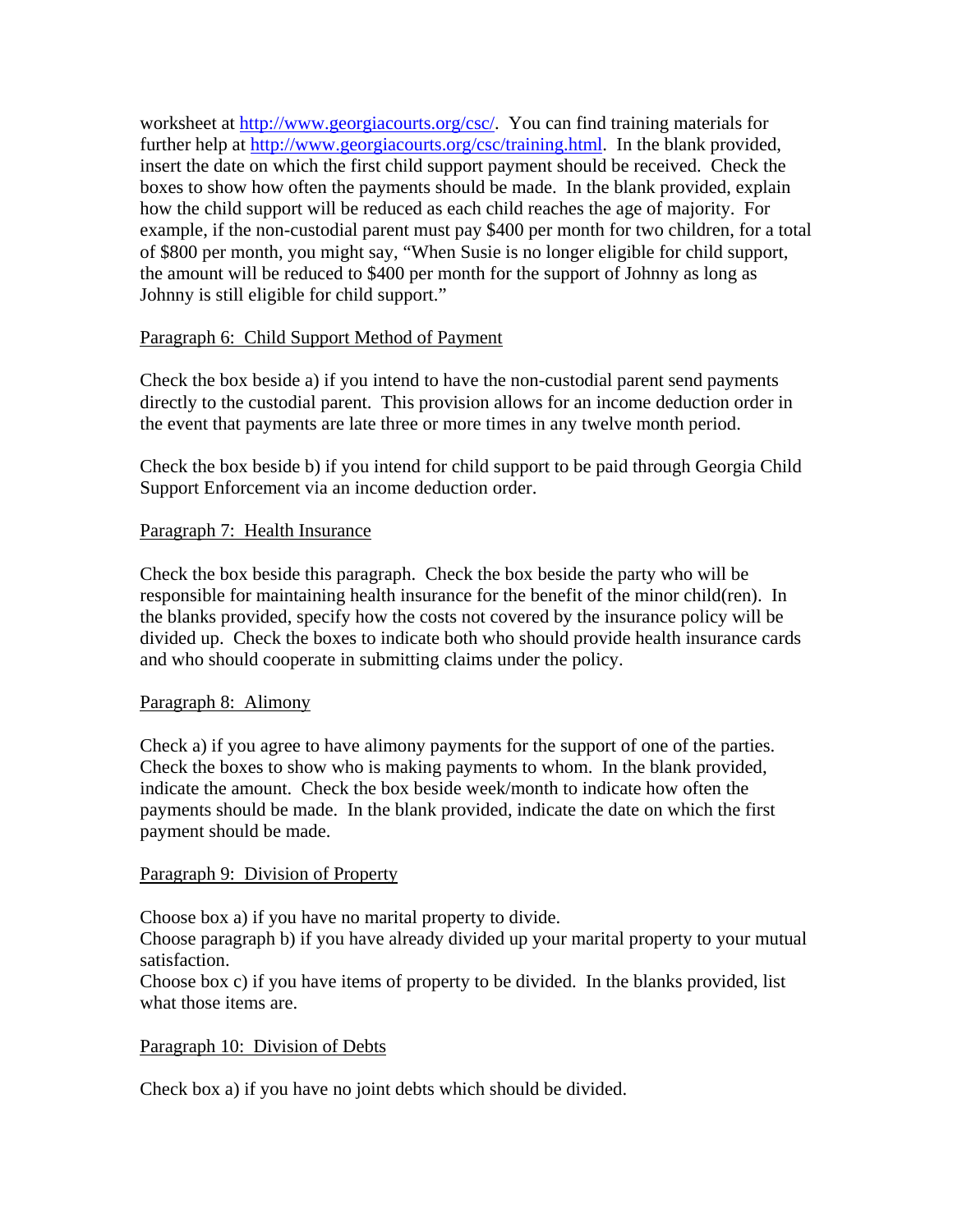worksheet at http://www.georgiacourts.org/csc/. You can find training materials for further help at http://www.georgiacourts.org/csc/training.html. In the blank provided, insert the date on which the first child support payment should be received. Check the boxes to show how often the payments should be made. In the blank provided, explain how the child support will be reduced as each child reaches the age of majority. For example, if the non-custodial parent must pay $400 per month for two children, for a total of $800 per month, you might say, "When Susie is no longer eligible for child support, the amount will be reduced to $400 per month for the support of Johnny as long as Johnny is still eligible for child support."

<u>Paragraph 6: Child Support Method of Payment</u>

Check the box beside a) if you intend to have the non-custodial parent send payments directly to the custodial parent. This provision allows for an income deduction order in the event that payments are late three or more times in any twelve month period.

Check the box beside b) if you intend for child support to be paid through Georgia Child Support Enforcement via an income deduction order.

<u>Paragraph 7: Health Insurance</u>

Check the box beside this paragraph. Check the box beside the party who will be responsible for maintaining health insurance for the benefit of the minor child(ren). In the blanks provided, specify how the costs not covered by the insurance policy will be divided up. Check the boxes to indicate both who should provide health insurance cards and who should cooperate in submitting claims under the policy.

<u>Paragraph 8: Alimony</u>

Check a) if you agree to have alimony payments for the support of one of the parties. Check the boxes to show who is making payments to whom. In the blank provided, indicate the amount. Check the box beside week/month to indicate how often the payments should be made. In the blank provided, indicate the date on which the first payment should be made.

<u>Paragraph 9: Division of Property</u>

Choose box a) if you have no marital property to divide.
Choose paragraph b) if you have already divided up your marital property to your mutual satisfaction.
Choose box c) if you have items of property to be divided. In the blanks provided, list what those items are.

<u>Paragraph 10: Division of Debts</u>

Check box a) if you have no joint debts which should be divided.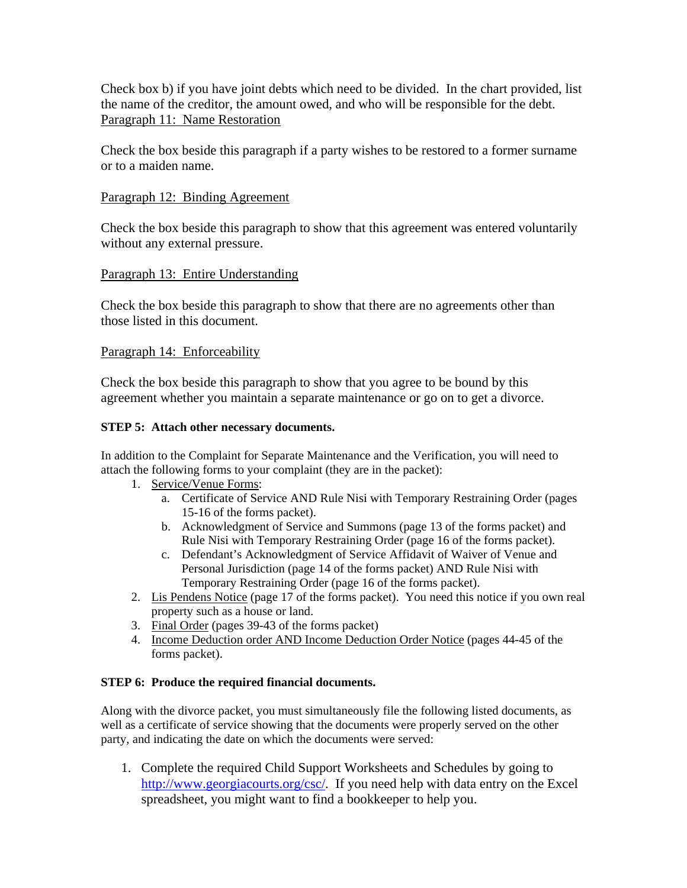Check box b) if you have joint debts which need to be divided. In the chart provided, list the name of the creditor, the amount owed, and who will be responsible for the debt.

Paragraph 11: Name Restoration

Check the box beside this paragraph if a party wishes to be restored to a former surname or to a maiden name.

Paragraph 12: Binding Agreement

Check the box beside this paragraph to show that this agreement was entered voluntarily without any external pressure.

Paragraph 13: Entire Understanding

Check the box beside this paragraph to show that there are no agreements other than those listed in this document.

Paragraph 14: Enforceability

Check the box beside this paragraph to show that you agree to be bound by this agreement whether you maintain a separate maintenance or go on to get a divorce.

**STEP 5: Attach other necessary documents.**

In addition to the Complaint for Separate Maintenance and the Verification, you will need to attach the following forms to your complaint (they are in the packet):

1. Service/Venue Forms:
    a. Certificate of Service AND Rule Nisi with Temporary Restraining Order (pages 15-16 of the forms packet).
    b. Acknowledgment of Service and Summons (page 13 of the forms packet) and Rule Nisi with Temporary Restraining Order (page 16 of the forms packet).
    c. Defendant's Acknowledgment of Service Affidavit of Waiver of Venue and Personal Jurisdiction (page 14 of the forms packet) AND Rule Nisi with Temporary Restraining Order (page 16 of the forms packet).
2. Lis Pendens Notice (page 17 of the forms packet). You need this notice if you own real property such as a house or land.
3. Final Order (pages 39-43 of the forms packet)
4. Income Deduction order AND Income Deduction Order Notice (pages 44-45 of the forms packet).

**STEP 6: Produce the required financial documents.**

Along with the divorce packet, you must simultaneously file the following listed documents, as well as a certificate of service showing that the documents were properly served on the other party, and indicating the date on which the documents were served:

1. Complete the required Child Support Worksheets and Schedules by going to http://www.georgiacourts.org/csc/. If you need help with data entry on the Excel spreadsheet, you might want to find a bookkeeper to help you.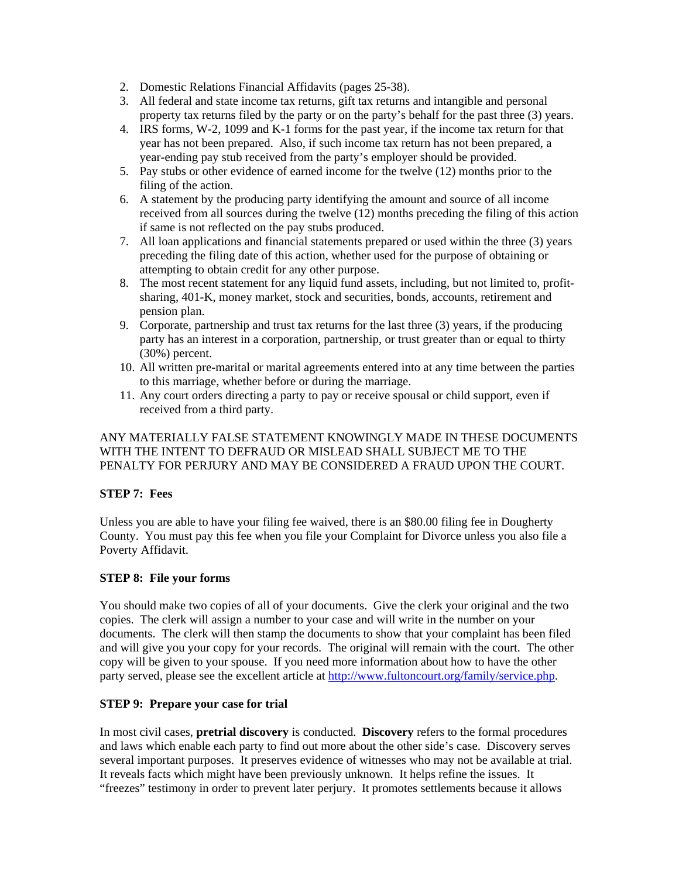2. Domestic Relations Financial Affidavits (pages 25-38).
3. All federal and state income tax returns, gift tax returns and intangible and personal property tax returns filed by the party or on the party's behalf for the past three (3) years.
4. IRS forms, W-2, 1099 and K-1 forms for the past year, if the income tax return for that year has not been prepared. Also, if such income tax return has not been prepared, a year-ending pay stub received from the party's employer should be provided.
5. Pay stubs or other evidence of earned income for the twelve (12) months prior to the filing of the action.
6. A statement by the producing party identifying the amount and source of all income received from all sources during the twelve (12) months preceding the filing of this action if same is not reflected on the pay stubs produced.
7. All loan applications and financial statements prepared or used within the three (3) years preceding the filing date of this action, whether used for the purpose of obtaining or attempting to obtain credit for any other purpose.
8. The most recent statement for any liquid fund assets, including, but not limited to, profit-sharing, 401-K, money market, stock and securities, bonds, accounts, retirement and pension plan.
9. Corporate, partnership and trust tax returns for the last three (3) years, if the producing party has an interest in a corporation, partnership, or trust greater than or equal to thirty (30%) percent.
10. All written pre-marital or marital agreements entered into at any time between the parties to this marriage, whether before or during the marriage.
11. Any court orders directing a party to pay or receive spousal or child support, even if received from a third party.

ANY MATERIALLY FALSE STATEMENT KNOWINGLY MADE IN THESE DOCUMENTS WITH THE INTENT TO DEFRAUD OR MISLEAD SHALL SUBJECT ME TO THE PENALTY FOR PERJURY AND MAY BE CONSIDERED A FRAUD UPON THE COURT.

**STEP 7: Fees**

Unless you are able to have your filing fee waived, there is an $80.00 filing fee in Dougherty County. You must pay this fee when you file your Complaint for Divorce unless you also file a Poverty Affidavit.

**STEP 8: File your forms**

You should make two copies of all of your documents. Give the clerk your original and the two copies. The clerk will assign a number to your case and will write in the number on your documents. The clerk will then stamp the documents to show that your complaint has been filed and will give you your copy for your records. The original will remain with the court. The other copy will be given to your spouse. If you need more information about how to have the other party served, please see the excellent article at [http://www.fultoncourt.org/family/service.php](http://www.fultoncourt.org/family/service.php).

**STEP 9: Prepare your case for trial**

In most civil cases, **pretrial discovery** is conducted. **Discovery** refers to the formal procedures and laws which enable each party to find out more about the other side's case. Discovery serves several important purposes. It preserves evidence of witnesses who may not be available at trial. It reveals facts which might have been previously unknown. It helps refine the issues. It "freezes" testimony in order to prevent later perjury. It promotes settlements because it allows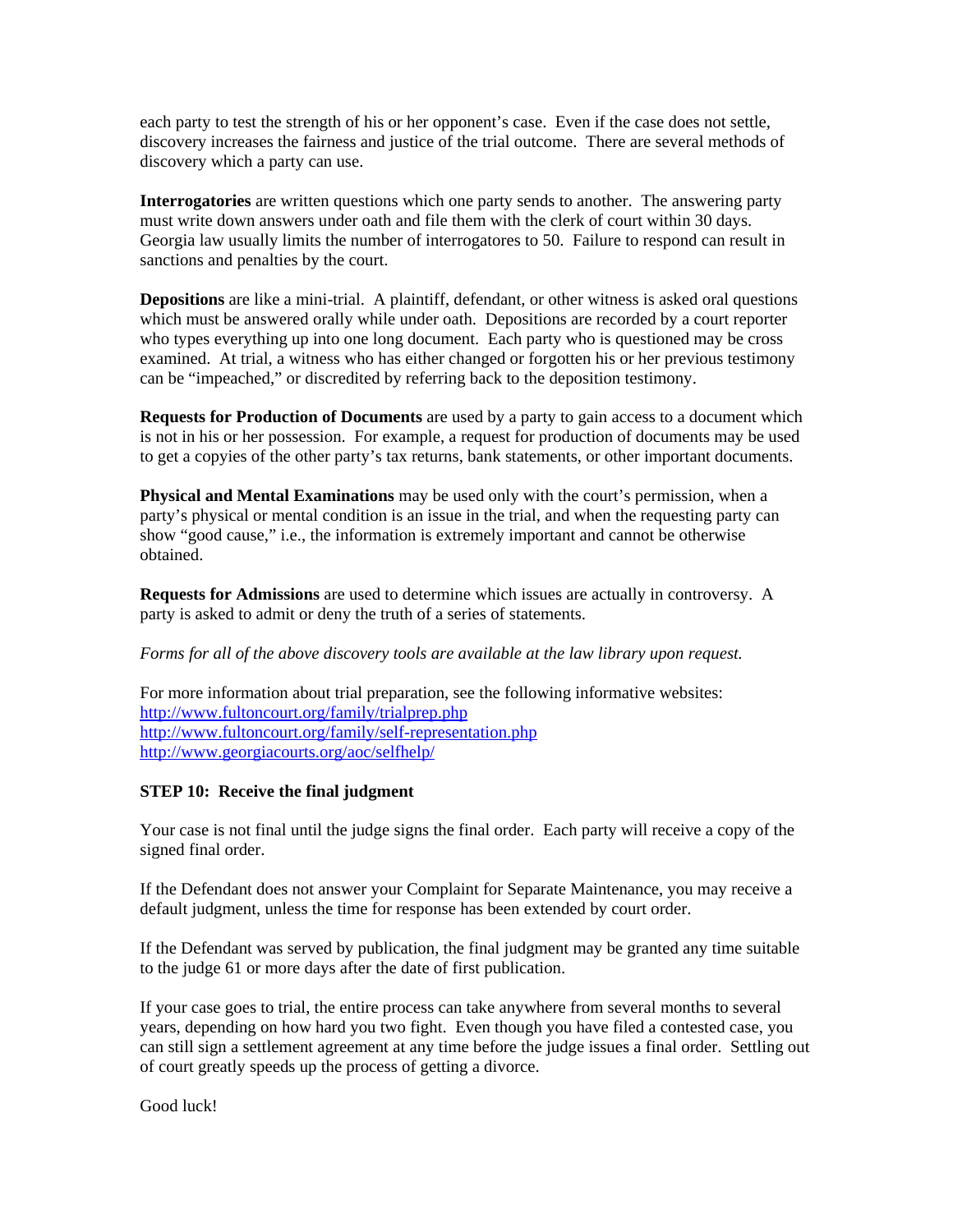each party to test the strength of his or her opponent's case. Even if the case does not settle, discovery increases the fairness and justice of the trial outcome. There are several methods of discovery which a party can use.

**Interrogatories** are written questions which one party sends to another. The answering party must write down answers under oath and file them with the clerk of court within 30 days. Georgia law usually limits the number of interrogatores to 50. Failure to respond can result in sanctions and penalties by the court.

**Depositions** are like a mini-trial. A plaintiff, defendant, or other witness is asked oral questions which must be answered orally while under oath. Depositions are recorded by a court reporter who types everything up into one long document. Each party who is questioned may be cross examined. At trial, a witness who has either changed or forgotten his or her previous testimony can be "impeached," or discredited by referring back to the deposition testimony.

**Requests for Production of Documents** are used by a party to gain access to a document which is not in his or her possession. For example, a request for production of documents may be used to get a copyies of the other party's tax returns, bank statements, or other important documents.

**Physical and Mental Examinations** may be used only with the court's permission, when a party's physical or mental condition is an issue in the trial, and when the requesting party can show "good cause," i.e., the information is extremely important and cannot be otherwise obtained.

**Requests for Admissions** are used to determine which issues are actually in controversy. A party is asked to admit or deny the truth of a series of statements.

*Forms for all of the above discovery tools are available at the law library upon request.*

For more information about trial preparation, see the following informative websites:
http://www.fultoncourt.org/family/trialprep.php
http://www.fultoncourt.org/family/self-representation.php
http://www.georgiacourts.org/aoc/selfhelp/

**STEP 10: Receive the final judgment**

Your case is not final until the judge signs the final order. Each party will receive a copy of the signed final order.

If the Defendant does not answer your Complaint for Separate Maintenance, you may receive a default judgment, unless the time for response has been extended by court order.

If the Defendant was served by publication, the final judgment may be granted any time suitable to the judge 61 or more days after the date of first publication.

If your case goes to trial, the entire process can take anywhere from several months to several years, depending on how hard you two fight. Even though you have filed a contested case, you can still sign a settlement agreement at any time before the judge issues a final order. Settling out of court greatly speeds up the process of getting a divorce.

Good luck!